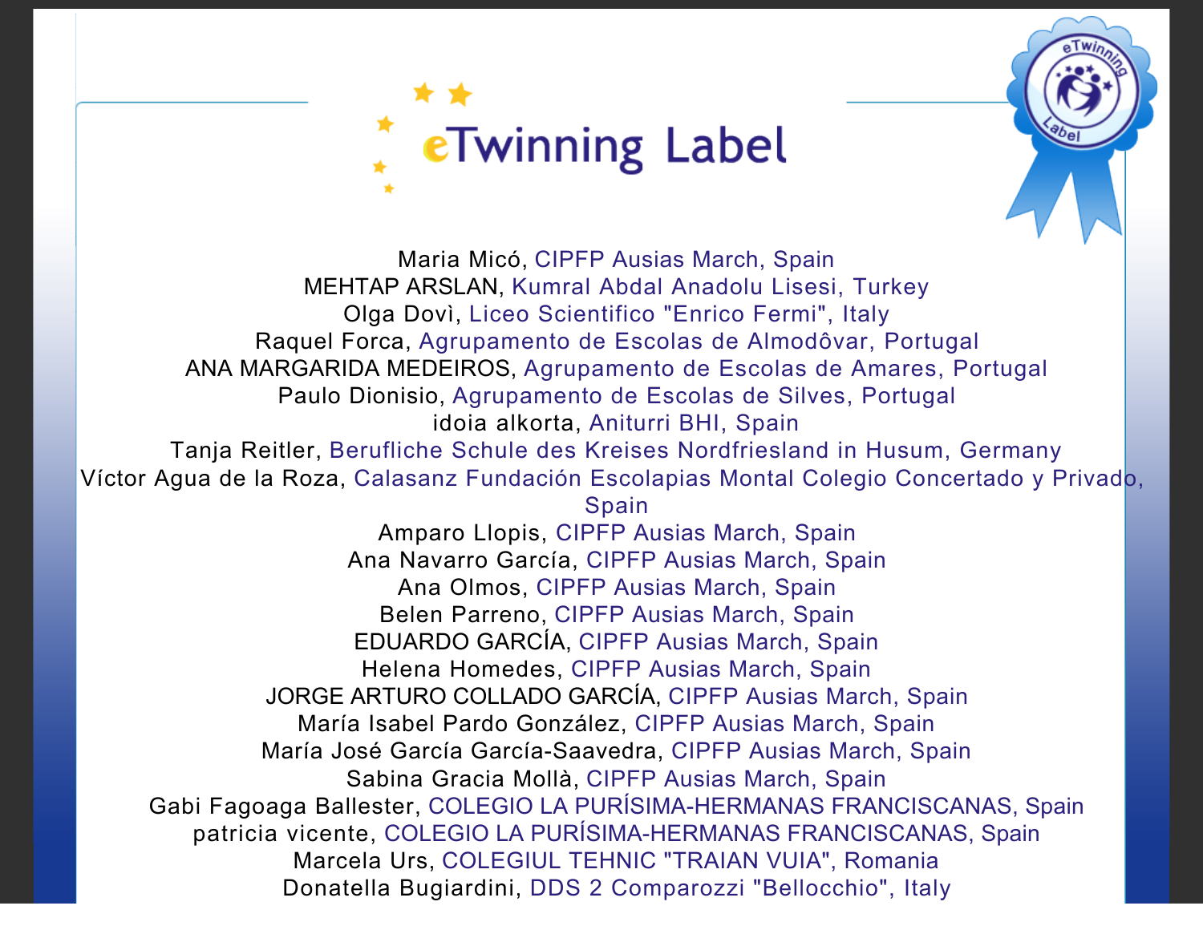# eTwinning Label

Maria Micó, CIPFP Ausias March, Spain
MEHTAP ARSLAN, Kumral Abdal Anadolu Lisesi, Turkey
Olga Dovì, Liceo Scientifico "Enrico Fermi", Italy
Raquel Forca, Agrupamento de Escolas de Almodôvar, Portugal
ANA MARGARIDA MEDEIROS, Agrupamento de Escolas de Amares, Portugal
Paulo Dionisio, Agrupamento de Escolas de Silves, Portugal
idoia alkorta, Aniturri BHI, Spain
Tanja Reitler, Berufliche Schule des Kreises Nordfriesland in Husum, Germany
Víctor Agua de la Roza, Calasanz Fundación Escolapias Montal Colegio Concertado y Privado, Spain
Amparo Llopis, CIPFP Ausias March, Spain
Ana Navarro García, CIPFP Ausias March, Spain
Ana Olmos, CIPFP Ausias March, Spain
Belen Parreno, CIPFP Ausias March, Spain
EDUARDO GARCÍA, CIPFP Ausias March, Spain
Helena Homedes, CIPFP Ausias March, Spain
JORGE ARTURO COLLADO GARCÍA, CIPFP Ausias March, Spain
María Isabel Pardo González, CIPFP Ausias March, Spain
María José García García-Saavedra, CIPFP Ausias March, Spain
Sabina Gracia Mollà, CIPFP Ausias March, Spain
Gabi Fagoaga Ballester, COLEGIO LA PURÍSIMA-HERMANAS FRANCISCANAS, Spain
patricia vicente, COLEGIO LA PURÍSIMA-HERMANAS FRANCISCANAS, Spain
Marcela Urs, COLEGIUL TEHNIC "TRAIAN VUIA", Romania
Donatella Bugiardini, DDS 2 Comparozzi "Bellocchio", Italy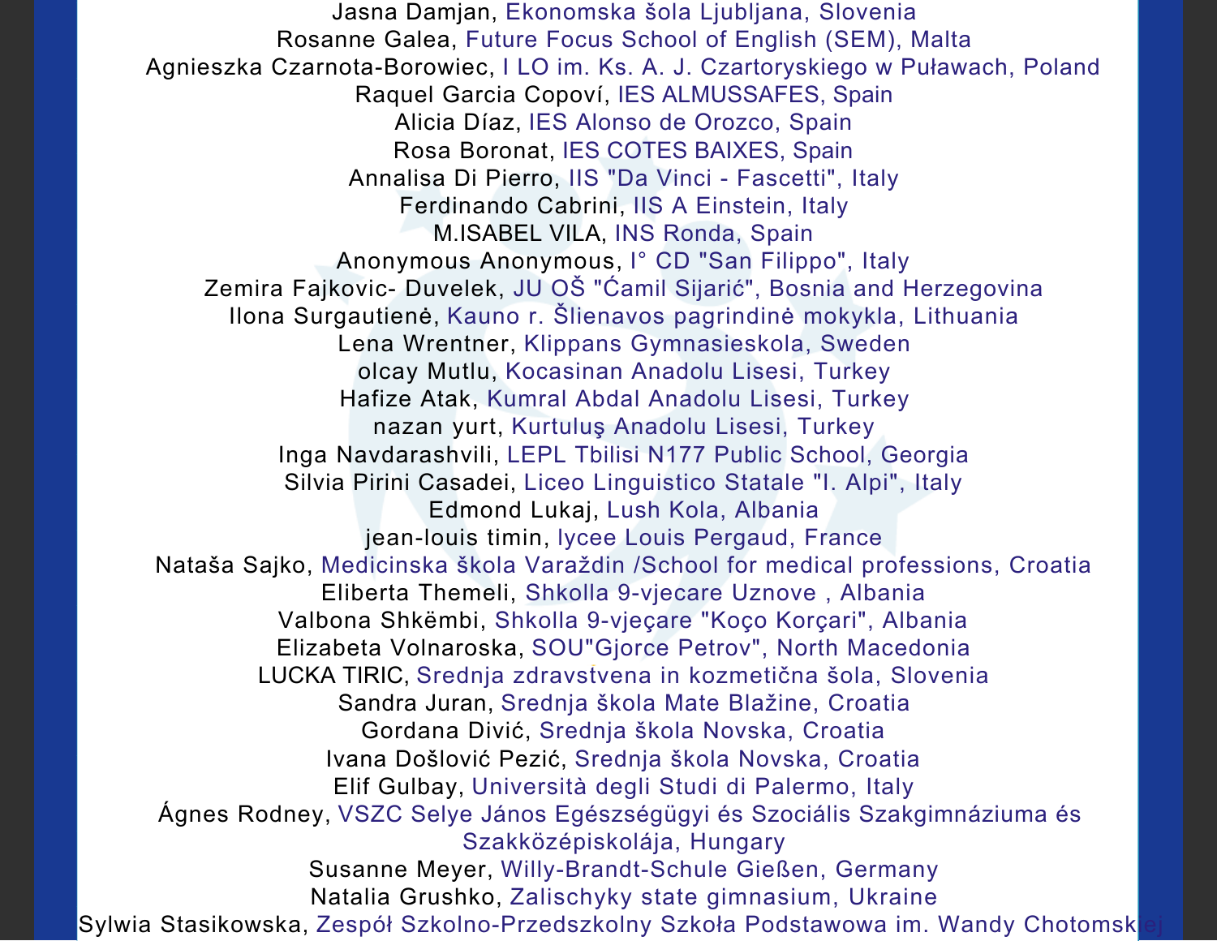Jasna Damjan, Ekonomska šola Ljubljana, Slovenia
Rosanne Galea, Future Focus School of English (SEM), Malta
Agnieszka Czarnota-Borowiec, I LO im. Ks. A. J. Czartoryskiego w Puławach, Poland
Raquel Garcia Copoví, IES ALMUSSAFES, Spain
Alicia Díaz, IES Alonso de Orozco, Spain
Rosa Boronat, IES COTES BAIXES, Spain
Annalisa Di Pierro, IIS "Da Vinci - Fascetti", Italy
Ferdinando Cabrini, IIS A Einstein, Italy
M.ISABEL VILA, INS Ronda, Spain
Anonymous Anonymous, I° CD "San Filippo", Italy
Zemira Fajkovic- Duvelek, JU OŠ "Ćamil Sijarić", Bosnia and Herzegovina
Ilona Surgautienė, Kauno r. Šlienavos pagrindinė mokykla, Lithuania
Lena Wrentner, Klippans Gymnasieskola, Sweden
olcay Mutlu, Kocasinan Anadolu Lisesi, Turkey
Hafize Atak, Kumral Abdal Anadolu Lisesi, Turkey
nazan yurt, Kurtuluş Anadolu Lisesi, Turkey
Inga Navdarashvili, LEPL Tbilisi N177 Public School, Georgia
Silvia Pirini Casadei, Liceo Linguistico Statale "I. Alpi", Italy
Edmond Lukaj, Lush Kola, Albania
jean-louis timin, lycee Louis Pergaud, France
Nataša Sajko, Medicinska škola Varaždin /School for medical professions, Croatia
Eliberta Themeli, Shkolla 9-vjecare Uznove , Albania
Valbona Shkëmbi, Shkolla 9-vjeçare "Koço Korçari", Albania
Elizabeta Volnaroska, SOU"Gjorce Petrov", North Macedonia
LUCKA TIRIC, Srednja zdravstvena in kozmetična šola, Slovenia
Sandra Juran, Srednja škola Mate Blažine, Croatia
Gordana Divić, Srednja škola Novska, Croatia
Ivana Došlović Pezić, Srednja škola Novska, Croatia
Elif Gulbay, Università degli Studi di Palermo, Italy
Ágnes Rodney, VSZC Selye János Egészségügyi és Szociális Szakgimnáziuma és Szakközépiskolája, Hungary
Susanne Meyer, Willy-Brandt-Schule Gießen, Germany
Natalia Grushko, Zalischyky state gimnasium, Ukraine
Sylwia Stasikowska, Zespół Szkolno-Przedszkolny Szkoła Podstawowa im. Wandy Chotomskiej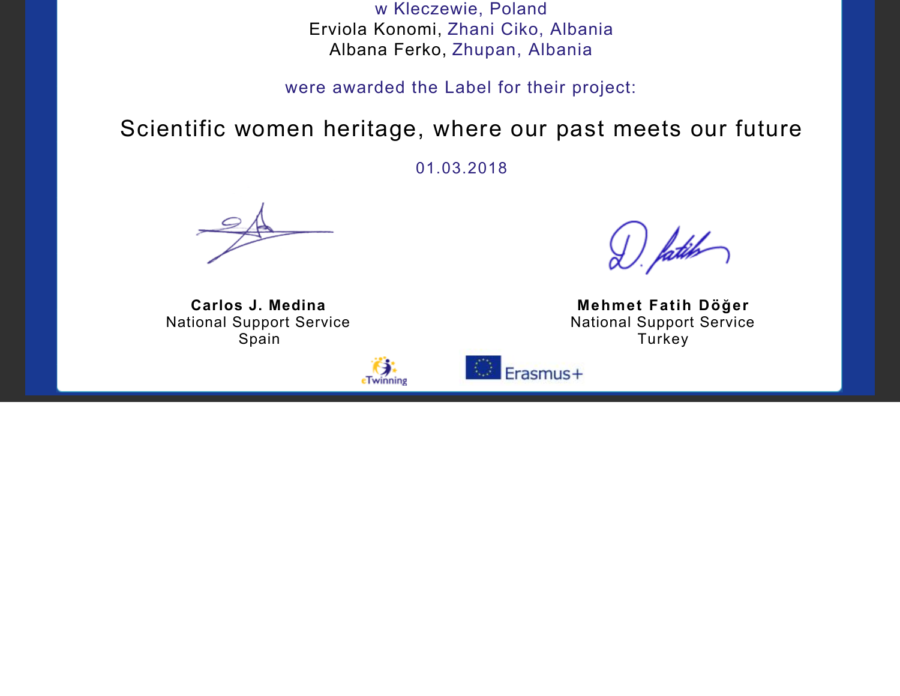w Kleczewie, Poland
Erviola Konomi, Zhani Ciko, Albania
Albana Ferko, Zhupan, Albania

were awarded the Label for their project:

Scientific women heritage, where our past meets our future

01.03.2018

**Carlos J. Medina**
National Support Service
Spain

**Mehmet Fatih Döğer**
National Support Service
Turkey

eTwinning

Erasmus+